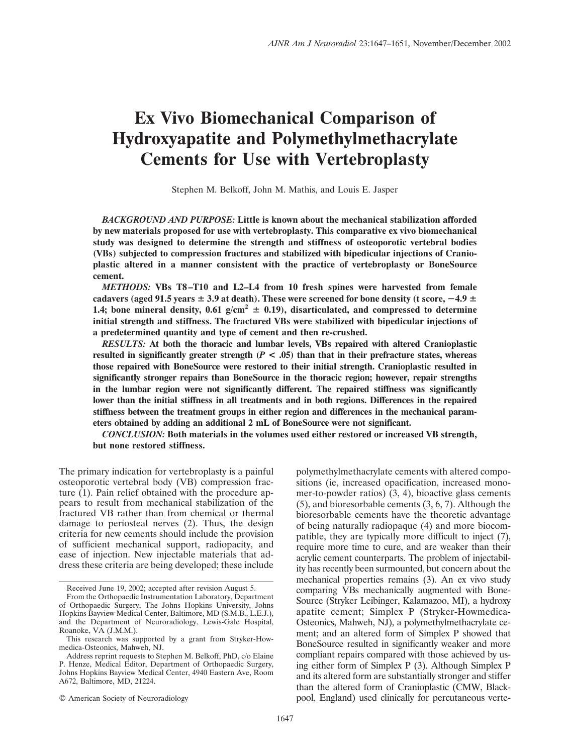# Ex Vivo Biomechanical Comparison of Hydroxyapatite and Polymethylmethacrylate Cements for Use with Vertebroplasty

Stephen M. Belkoff, John M. Mathis, and Louis E. Jasper

***BACKGROUND AND PURPOSE:*** **Little is known about the mechanical stabilization afforded by new materials proposed for use with vertebroplasty. This comparative ex vivo biomechanical study was designed to determine the strength and stiffness of osteoporotic vertebral bodies (VBs) subjected to compression fractures and stabilized with bipedicular injections of Cranioplastic altered in a manner consistent with the practice of vertebroplasty or BoneSource cement.**

***METHODS:*** **VBs T8–T10 and L2–L4 from 10 fresh spines were harvested from female cadavers (aged 91.5 years ± 3.9 at death). These were screened for bone density (t score, −4.9 ± 1.4; bone mineral density, 0.61 g/cm$^2$ ± 0.19), disarticulated, and compressed to determine initial strength and stiffness. The fractured VBs were stabilized with bipedicular injections of a predetermined quantity and type of cement and then re-crushed.**

***RESULTS:*** **At both the thoracic and lumbar levels, VBs repaired with altered Cranioplastic resulted in significantly greater strength ($P < .05$) than that in their prefracture states, whereas those repaired with BoneSource were restored to their initial strength. Cranioplastic resulted in significantly stronger repairs than BoneSource in the thoracic region; however, repair strengths in the lumbar region were not significantly different. The repaired stiffness was significantly lower than the initial stiffness in all treatments and in both regions. Differences in the repaired stiffness between the treatment groups in either region and differences in the mechanical parameters obtained by adding an additional 2 mL of BoneSource were not significant.**

***CONCLUSION:*** **Both materials in the volumes used either restored or increased VB strength, but none restored stiffness.**

The primary indication for vertebroplasty is a painful osteoporotic vertebral body (VB) compression fracture (1). Pain relief obtained with the procedure appears to result from mechanical stabilization of the fractured VB rather than from chemical or thermal damage to periosteal nerves (2). Thus, the design criteria for new cements should include the provision of sufficient mechanical support, radiopacity, and ease of injection. New injectable materials that address these criteria are being developed; these include polymethylmethacrylate cements with altered compositions (ie, increased opacification, increased monomer-to-powder ratios) (3, 4), bioactive glass cements (5), and bioresorbable cements (3, 6, 7). Although the bioresorbable cements have the theoretic advantage of being naturally radiopaque (4) and more biocompatible, they are typically more difficult to inject (7), require more time to cure, and are weaker than their acrylic cement counterparts. The problem of injectability has recently been surmounted, but concern about the mechanical properties remains (3). An ex vivo study comparing VBs mechanically augmented with BoneSource (Stryker Leibinger, Kalamazoo, MI), a hydroxy apatite cement; Simplex P (Stryker-Howmedica-Osteonics, Mahweh, NJ), a polymethylmethacrylate cement; and an altered form of Simplex P showed that BoneSource resulted in significantly weaker and more compliant repairs compared with those achieved by using either form of Simplex P (3). Although Simplex P and its altered form are substantially stronger and stiffer than the altered form of Cranioplastic (CMW, Blackpool, England) used clinically for percutaneous verte-

Received June 19, 2002; accepted after revision August 5.

From the Orthopaedic Instrumentation Laboratory, Department of Orthopaedic Surgery, The Johns Hopkins University, Johns Hopkins Bayview Medical Center, Baltimore, MD (S.M.B., L.E.J.), and the Department of Neuroradiology, Lewis-Gale Hospital, Roanoke, VA (J.M.M.).

This research was supported by a grant from Stryker-Howmedica-Osteonics, Mahweh, NJ.

Address reprint requests to Stephen M. Belkoff, PhD, c/o Elaine P. Henze, Medical Editor, Department of Orthopaedic Surgery, Johns Hopkins Bayview Medical Center, 4940 Eastern Ave, Room A672, Baltimore, MD, 21224.

© American Society of Neuroradiology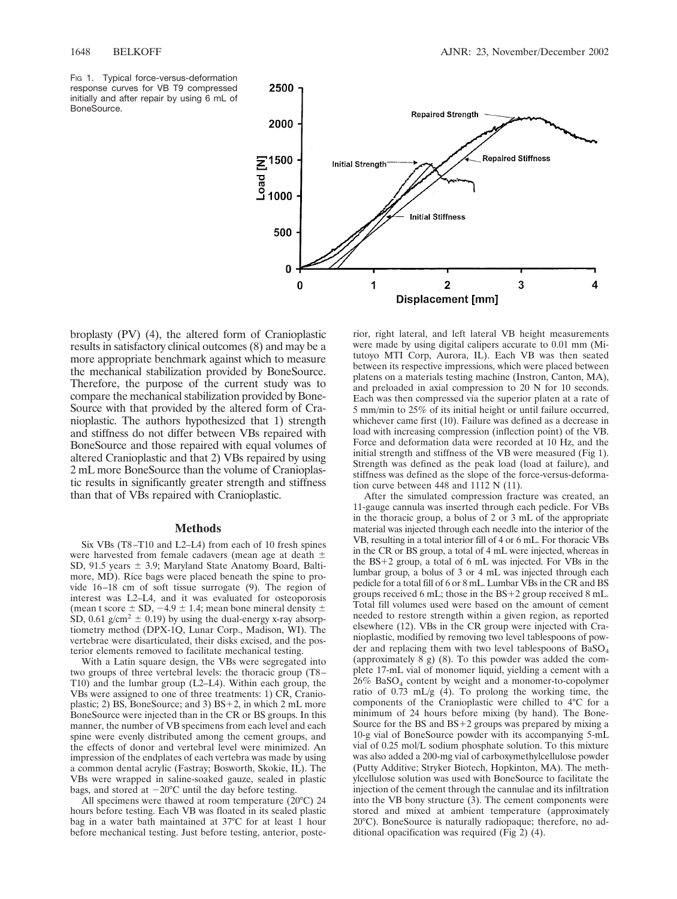FIG 1. Typical force-versus-deformation response curves for VB T9 compressed initially and after repair by using 6 mL of BoneSource.

broplasty (PV) (4), the altered form of Cranioplastic results in satisfactory clinical outcomes (8) and may be a more appropriate benchmark against which to measure the mechanical stabilization provided by BoneSource. Therefore, the purpose of the current study was to compare the mechanical stabilization provided by BoneSource with that provided by the altered form of Cranioplastic. The authors hypothesized that 1) strength and stiffness do not differ between VBs repaired with BoneSource and those repaired with equal volumes of altered Cranioplastic and that 2) VBs repaired by using 2 mL more BoneSource than the volume of Cranioplastic results in significantly greater strength and stiffness than that of VBs repaired with Cranioplastic.

## Methods

Six VBs (T8–T10 and L2–L4) from each of 10 fresh spines were harvested from female cadavers (mean age at death ± SD, 91.5 years ± 3.9; Maryland State Anatomy Board, Baltimore, MD). Rice bags were placed beneath the spine to provide 16–18 cm of soft tissue surrogate (9). The region of interest was L2–L4, and it was evaluated for osteoporosis (mean t score ± SD, −4.9 ± 1.4; mean bone mineral density ± SD, 0.61 g/cm$^2$ ± 0.19) by using the dual-energy x-ray absorptiometry method (DPX-1Q, Lunar Corp., Madison, WI). The vertebrae were disarticulated, their disks excised, and the posterior elements removed to facilitate mechanical testing.

With a Latin square design, the VBs were segregated into two groups of three vertebral levels: the thoracic group (T8–T10) and the lumbar group (L2–L4). Within each group, the VBs were assigned to one of three treatments: 1) CR, Cranioplastic; 2) BS, BoneSource; and 3) BS+2, in which 2 mL more BoneSource were injected than in the CR or BS groups. In this manner, the number of VB specimens from each level and each spine were evenly distributed among the cement groups, and the effects of donor and vertebral level were minimized. An impression of the endplates of each vertebra was made by using a common dental acrylic (Fastray; Bosworth, Skokie, IL). The VBs were wrapped in saline-soaked gauze, sealed in plastic bags, and stored at −20°C until the day before testing.

All specimens were thawed at room temperature (20°C) 24 hours before testing. Each VB was floated in its sealed plastic bag in a water bath maintained at 37°C for at least 1 hour before mechanical testing. Just before testing, anterior, posterior, right lateral, and left lateral VB height measurements were made by using digital calipers accurate to 0.01 mm (Mitutoyo MTI Corp, Aurora, IL). Each VB was then seated between its respective impressions, which were placed between platens on a materials testing machine (Instron, Canton, MA), and preloaded in axial compression to 20 N for 10 seconds. Each was then compressed via the superior platen at a rate of 5 mm/min to 25% of its initial height or until failure occurred, whichever came first (10). Failure was defined as a decrease in load with increasing compression (inflection point) of the VB. Force and deformation data were recorded at 10 Hz, and the initial strength and stiffness of the VB were measured (Fig 1). Strength was defined as the peak load (load at failure), and stiffness was defined as the slope of the force-versus-deformation curve between 448 and 1112 N (11).

After the simulated compression fracture was created, an 11-gauge cannula was inserted through each pedicle. For VBs in the thoracic group, a bolus of 2 or 3 mL of the appropriate material was injected through each needle into the interior of the VB, resulting in a total interior fill of 4 or 6 mL. For thoracic VBs in the CR or BS group, a total of 4 mL were injected, whereas in the BS+2 group, a total of 6 mL was injected. For VBs in the lumbar group, a bolus of 3 or 4 mL was injected through each pedicle for a total fill of 6 or 8 mL. Lumbar VBs in the CR and BS groups received 6 mL; those in the BS+2 group received 8 mL. Total fill volumes used were based on the amount of cement needed to restore strength within a given region, as reported elsewhere (12). VBs in the CR group were injected with Cranioplastic, modified by removing two level tablespoons of powder and replacing them with two level tablespoons of $BaSO_4$ (approximately 8 g) (8). To this powder was added the complete 17-mL vial of monomer liquid, yielding a cement with a 26% $BaSO_4$ content by weight and a monomer-to-copolymer ratio of 0.73 mL/g (4). To prolong the working time, the components of the Cranioplastic were chilled to 4°C for a minimum of 24 hours before mixing (by hand). The BoneSource for the BS and BS+2 groups was prepared by mixing a 10-g vial of BoneSource powder with its accompanying 5-mL vial of 0.25 mol/L sodium phosphate solution. To this mixture was also added a 200-mg vial of carboxymethylcellulose powder (Putty Additive; Stryker Biotech, Hopkinton, MA). The methylcellulose solution was used with BoneSource to facilitate the injection of the cement through the cannulae and its infiltration into the VB bony structure (3). The cement components were stored and mixed at ambient temperature (approximately 20°C). BoneSource is naturally radiopaque; therefore, no additional opacification was required (Fig 2) (4).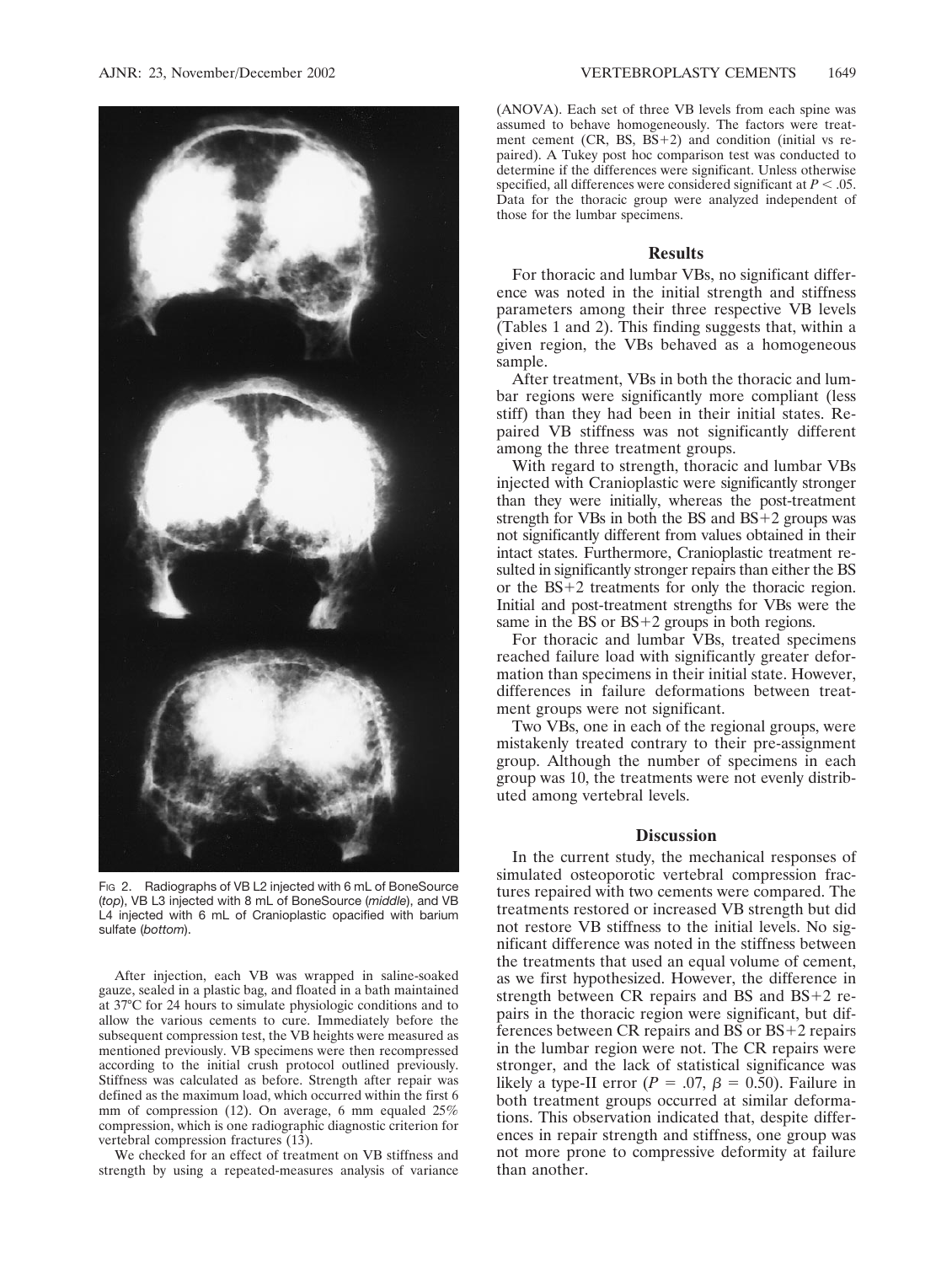Fig 2. Radiographs of VB L2 injected with 6 mL of BoneSource (*top*), VB L3 injected with 8 mL of BoneSource (*middle*), and VB L4 injected with 6 mL of Cranioplastic opacified with barium sulfate (*bottom*).

After injection, each VB was wrapped in saline-soaked gauze, sealed in a plastic bag, and floated in a bath maintained at 37°C for 24 hours to simulate physiologic conditions and to allow the various cements to cure. Immediately before the subsequent compression test, the VB heights were measured as mentioned previously. VB specimens were then recompressed according to the initial crush protocol outlined previously. Stiffness was calculated as before. Strength after repair was defined as the maximum load, which occurred within the first 6 mm of compression (12). On average, 6 mm equaled 25% compression, which is one radiographic diagnostic criterion for vertebral compression fractures (13).

We checked for an effect of treatment on VB stiffness and strength by using a repeated-measures analysis of variance (ANOVA). Each set of three VB levels from each spine was assumed to behave homogeneously. The factors were treatment cement (CR, BS, BS+2) and condition (initial vs repaired). A Tukey post hoc comparison test was conducted to determine if the differences were significant. Unless otherwise specified, all differences were considered significant at $P < .05$. Data for the thoracic group were analyzed independent of those for the lumbar specimens.

## Results

For thoracic and lumbar VBs, no significant difference was noted in the initial strength and stiffness parameters among their three respective VB levels (Tables 1 and 2). This finding suggests that, within a given region, the VBs behaved as a homogeneous sample.

After treatment, VBs in both the thoracic and lumbar regions were significantly more compliant (less stiff) than they had been in their initial states. Repaired VB stiffness was not significantly different among the three treatment groups.

With regard to strength, thoracic and lumbar VBs injected with Cranioplastic were significantly stronger than they were initially, whereas the post-treatment strength for VBs in both the BS and BS+2 groups was not significantly different from values obtained in their intact states. Furthermore, Cranioplastic treatment resulted in significantly stronger repairs than either the BS or the BS+2 treatments for only the thoracic region. Initial and post-treatment strengths for VBs were the same in the BS or BS+2 groups in both regions.

For thoracic and lumbar VBs, treated specimens reached failure load with significantly greater deformation than specimens in their initial state. However, differences in failure deformations between treatment groups were not significant.

Two VBs, one in each of the regional groups, were mistakenly treated contrary to their pre-assignment group. Although the number of specimens in each group was 10, the treatments were not evenly distributed among vertebral levels.

## Discussion

In the current study, the mechanical responses of simulated osteoporotic vertebral compression fractures repaired with two cements were compared. The treatments restored or increased VB strength but did not restore VB stiffness to the initial levels. No significant difference was noted in the stiffness between the treatments that used an equal volume of cement, as we first hypothesized. However, the difference in strength between CR repairs and BS and BS+2 repairs in the thoracic region were significant, but differences between CR repairs and BS or BS+2 repairs in the lumbar region were not. The CR repairs were stronger, and the lack of statistical significance was likely a type-II error ($P = .07$, $\beta = 0.50$). Failure in both treatment groups occurred at similar deformations. This observation indicated that, despite differences in repair strength and stiffness, one group was not more prone to compressive deformity at failure than another.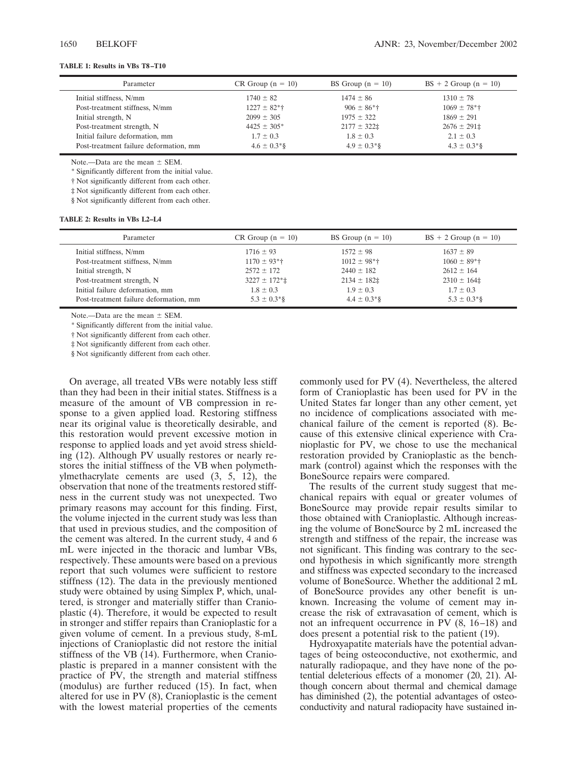**TABLE 1: Results in VBs T8–T10**

| Parameter | CR Group (n = 10) | BS Group (n = 10) | BS + 2 Group (n = 10) |
|---|---|---|---|
| Initial stiffness, N/mm | 1740 ± 82 | 1474 ± 86 | 1310 ± 78 |
| Post-treatment stiffness, N/mm | 1227 ± 82*† | 906 ± 86*† | 1069 ± 78*† |
| Initial strength, N | 2099 ± 305 | 1975 ± 322 | 1869 ± 291 |
| Post-treatment strength, N | 4425 ± 305* | 2177 ± 322‡ | 2676 ± 291‡ |
| Initial failure deformation, mm | 1.7 ± 0.3 | 1.8 ± 0.3 | 2.1 ± 0.3 |
| Post-treatment failure deformation, mm | 4.6 ± 0.3*§ | 4.9 ± 0.3*§ | 4.3 ± 0.3*§ |

Note.—Data are the mean ± SEM.

* Significantly different from the initial value.

† Not significantly different from each other.

‡ Not significantly different from each other.

§ Not significantly different from each other.

**TABLE 2: Results in VBs L2–L4**

| Parameter | CR Group (n = 10) | BS Group (n = 10) | BS + 2 Group (n = 10) |
|---|---|---|---|
| Initial stiffness, N/mm | 1716 ± 93 | 1572 ± 98 | 1637 ± 89 |
| Post-treatment stiffness, N/mm | 1170 ± 93*† | 1012 ± 98*† | 1060 ± 89*† |
| Initial strength, N | 2572 ± 172 | 2440 ± 182 | 2612 ± 164 |
| Post-treatment strength, N | 3227 ± 172*‡ | 2134 ± 182‡ | 2310 ± 164‡ |
| Initial failure deformation, mm | 1.8 ± 0.3 | 1.9 ± 0.3 | 1.7 ± 0.3 |
| Post-treatment failure deformation, mm | 5.3 ± 0.3*§ | 4.4 ± 0.3*§ | 5.3 ± 0.3*§ |

Note.—Data are the mean ± SEM.

* Significantly different from the initial value.

† Not significantly different from each other.

‡ Not significantly different from each other.

§ Not significantly different from each other.

On average, all treated VBs were notably less stiff than they had been in their initial states. Stiffness is a measure of the amount of VB compression in response to a given applied load. Restoring stiffness near its original value is theoretically desirable, and this restoration would prevent excessive motion in response to applied loads and yet avoid stress shielding (12). Although PV usually restores or nearly restores the initial stiffness of the VB when polymethylmethacrylate cements are used (3, 5, 12), the observation that none of the treatments restored stiffness in the current study was not unexpected. Two primary reasons may account for this finding. First, the volume injected in the current study was less than that used in previous studies, and the composition of the cement was altered. In the current study, 4 and 6 mL were injected in the thoracic and lumbar VBs, respectively. These amounts were based on a previous report that such volumes were sufficient to restore stiffness (12). The data in the previously mentioned study were obtained by using Simplex P, which, unaltered, is stronger and materially stiffer than Cranioplastic (4). Therefore, it would be expected to result in stronger and stiffer repairs than Cranioplastic for a given volume of cement. In a previous study, 8-mL injections of Cranioplastic did not restore the initial stiffness of the VB (14). Furthermore, when Cranioplastic is prepared in a manner consistent with the practice of PV, the strength and material stiffness (modulus) are further reduced (15). In fact, when altered for use in PV (8), Cranioplastic is the cement with the lowest material properties of the cements commonly used for PV (4). Nevertheless, the altered form of Cranioplastic has been used for PV in the United States far longer than any other cement, yet no incidence of complications associated with mechanical failure of the cement is reported (8). Because of this extensive clinical experience with Cranioplastic for PV, we chose to use the mechanical restoration provided by Cranioplastic as the benchmark (control) against which the responses with the BoneSource repairs were compared.

The results of the current study suggest that mechanical repairs with equal or greater volumes of BoneSource may provide repair results similar to those obtained with Cranioplastic. Although increasing the volume of BoneSource by 2 mL increased the strength and stiffness of the repair, the increase was not significant. This finding was contrary to the second hypothesis in which significantly more strength and stiffness was expected secondary to the increased volume of BoneSource. Whether the additional 2 mL of BoneSource provides any other benefit is unknown. Increasing the volume of cement may increase the risk of extravasation of cement, which is not an infrequent occurrence in PV (8, 16–18) and does present a potential risk to the patient (19).

Hydroxyapatite materials have the potential advantages of being osteoconductive, not exothermic, and naturally radiopaque, and they have none of the potential deleterious effects of a monomer (20, 21). Although concern about thermal and chemical damage has diminished (2), the potential advantages of osteoconductivity and natural radiopacity have sustained in-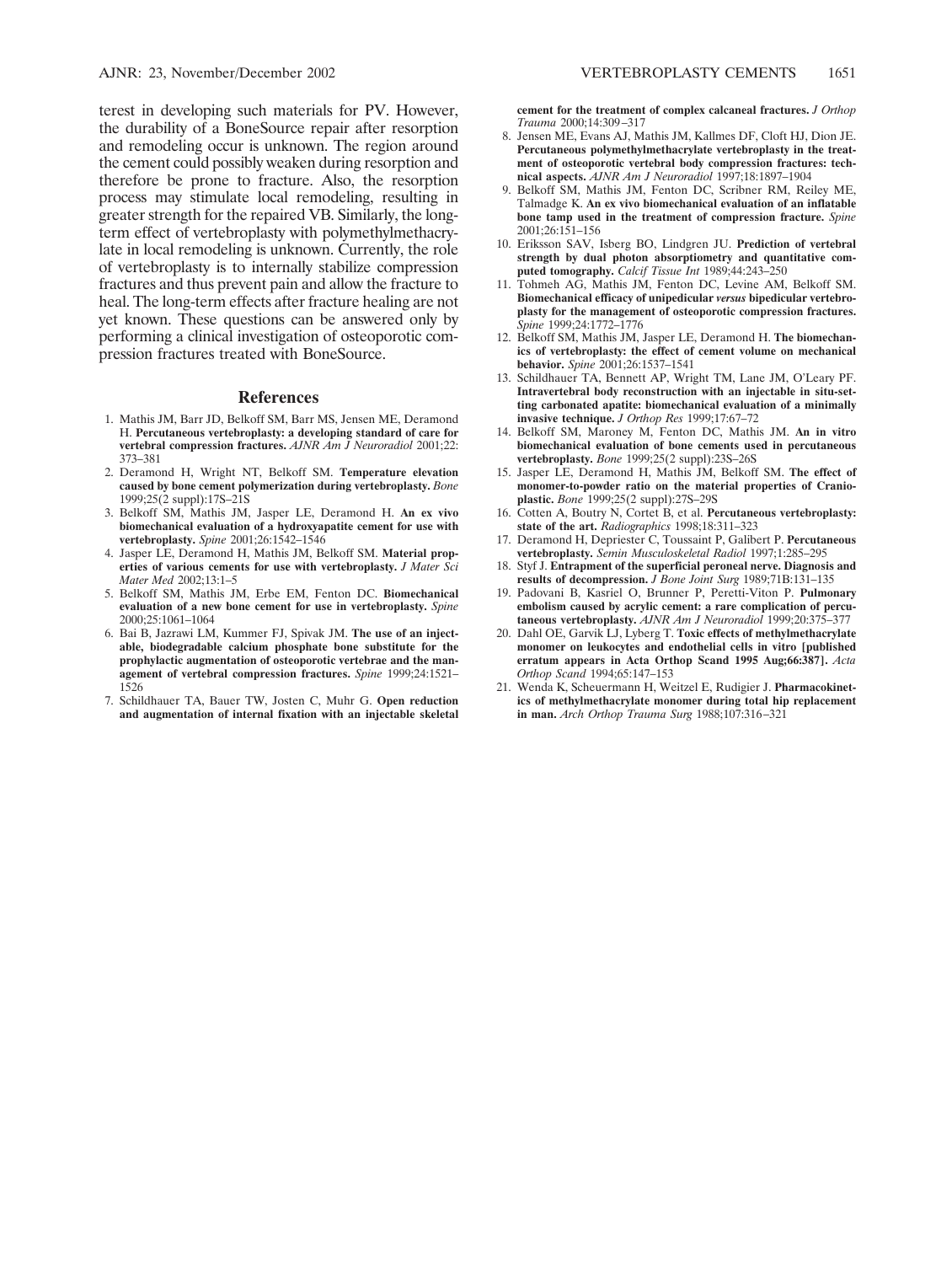terest in developing such materials for PV. However, the durability of a BoneSource repair after resorption and remodeling occur is unknown. The region around the cement could possibly weaken during resorption and therefore be prone to fracture. Also, the resorption process may stimulate local remodeling, resulting in greater strength for the repaired VB. Similarly, the long-term effect of vertebroplasty with polymethylmethacrylate in local remodeling is unknown. Currently, the role of vertebroplasty is to internally stabilize compression fractures and thus prevent pain and allow the fracture to heal. The long-term effects after fracture healing are not yet known. These questions can be answered only by performing a clinical investigation of osteoporotic compression fractures treated with BoneSource.

## References

1. Mathis JM, Barr JD, Belkoff SM, Barr MS, Jensen ME, Deramond H. **Percutaneous vertebroplasty: a developing standard of care for vertebral compression fractures.** *AJNR Am J Neuroradiol* 2001;22:373–381
2. Deramond H, Wright NT, Belkoff SM. **Temperature elevation caused by bone cement polymerization during vertebroplasty.** *Bone* 1999;25(2 suppl):17S–21S
3. Belkoff SM, Mathis JM, Jasper LE, Deramond H. **An ex vivo biomechanical evaluation of a hydroxyapatite cement for use with vertebroplasty.** *Spine* 2001;26:1542–1546
4. Jasper LE, Deramond H, Mathis JM, Belkoff SM. **Material properties of various cements for use with vertebroplasty.** *J Mater Sci Mater Med* 2002;13:1–5
5. Belkoff SM, Mathis JM, Erbe EM, Fenton DC. **Biomechanical evaluation of a new bone cement for use in vertebroplasty.** *Spine* 2000;25:1061–1064
6. Bai B, Jazrawi LM, Kummer FJ, Spivak JM. **The use of an injectable, biodegradable calcium phosphate bone substitute for the prophylactic augmentation of osteoporotic vertebrae and the management of vertebral compression fractures.** *Spine* 1999;24:1521–1526
7. Schildhauer TA, Bauer TW, Josten C, Muhr G. **Open reduction and augmentation of internal fixation with an injectable skeletal cement for the treatment of complex calcaneal fractures.** *J Orthop Trauma* 2000;14:309–317
8. Jensen ME, Evans AJ, Mathis JM, Kallmes DF, Cloft HJ, Dion JE. **Percutaneous polymethylmethacrylate vertebroplasty in the treatment of osteoporotic vertebral body compression fractures: technical aspects.** *AJNR Am J Neuroradiol* 1997;18:1897–1904
9. Belkoff SM, Mathis JM, Fenton DC, Scribner RM, Reiley ME, Talmadge K. **An ex vivo biomechanical evaluation of an inflatable bone tamp used in the treatment of compression fracture.** *Spine* 2001;26:151–156
10. Eriksson SAV, Isberg BO, Lindgren JU. **Prediction of vertebral strength by dual photon absorptiometry and quantitative computed tomography.** *Calcif Tissue Int* 1989;44:243–250
11. Tohmeh AG, Mathis JM, Fenton DC, Levine AM, Belkoff SM. **Biomechanical efficacy of unipedicular *versus* bipedicular vertebroplasty for the management of osteoporotic compression fractures.** *Spine* 1999;24:1772–1776
12. Belkoff SM, Mathis JM, Jasper LE, Deramond H. **The biomechanics of vertebroplasty: the effect of cement volume on mechanical behavior.** *Spine* 2001;26:1537–1541
13. Schildhauer TA, Bennett AP, Wright TM, Lane JM, O'Leary PF. **Intravertebral body reconstruction with an injectable in situ-setting carbonated apatite: biomechanical evaluation of a minimally invasive technique.** *J Orthop Res* 1999;17:67–72
14. Belkoff SM, Maroney M, Fenton DC, Mathis JM. **An in vitro biomechanical evaluation of bone cements used in percutaneous vertebroplasty.** *Bone* 1999;25(2 suppl):23S–26S
15. Jasper LE, Deramond H, Mathis JM, Belkoff SM. **The effect of monomer-to-powder ratio on the material properties of Cranioplastic.** *Bone* 1999;25(2 suppl):27S–29S
16. Cotten A, Boutry N, Cortet B, et al. **Percutaneous vertebroplasty: state of the art.** *Radiographics* 1998;18:311–323
17. Deramond H, Depriester C, Toussaint P, Galibert P. **Percutaneous vertebroplasty.** *Semin Musculoskeletal Radiol* 1997;1:285–295
18. Styf J. **Entrapment of the superficial peroneal nerve. Diagnosis and results of decompression.** *J Bone Joint Surg* 1989;71B:131–135
19. Padovani B, Kasriel O, Brunner P, Peretti-Viton P. **Pulmonary embolism caused by acrylic cement: a rare complication of percutaneous vertebroplasty.** *AJNR Am J Neuroradiol* 1999;20:375–377
20. Dahl OE, Garvik LJ, Lyberg T. **Toxic effects of methylmethacrylate monomer on leukocytes and endothelial cells in vitro [published erratum appears in Acta Orthop Scand 1995 Aug;66:387].** *Acta Orthop Scand* 1994;65:147–153
21. Wenda K, Scheuermann H, Weitzel E, Rudigier J. **Pharmacokinetics of methylmethacrylate monomer during total hip replacement in man.** *Arch Orthop Trauma Surg* 1988;107:316–321